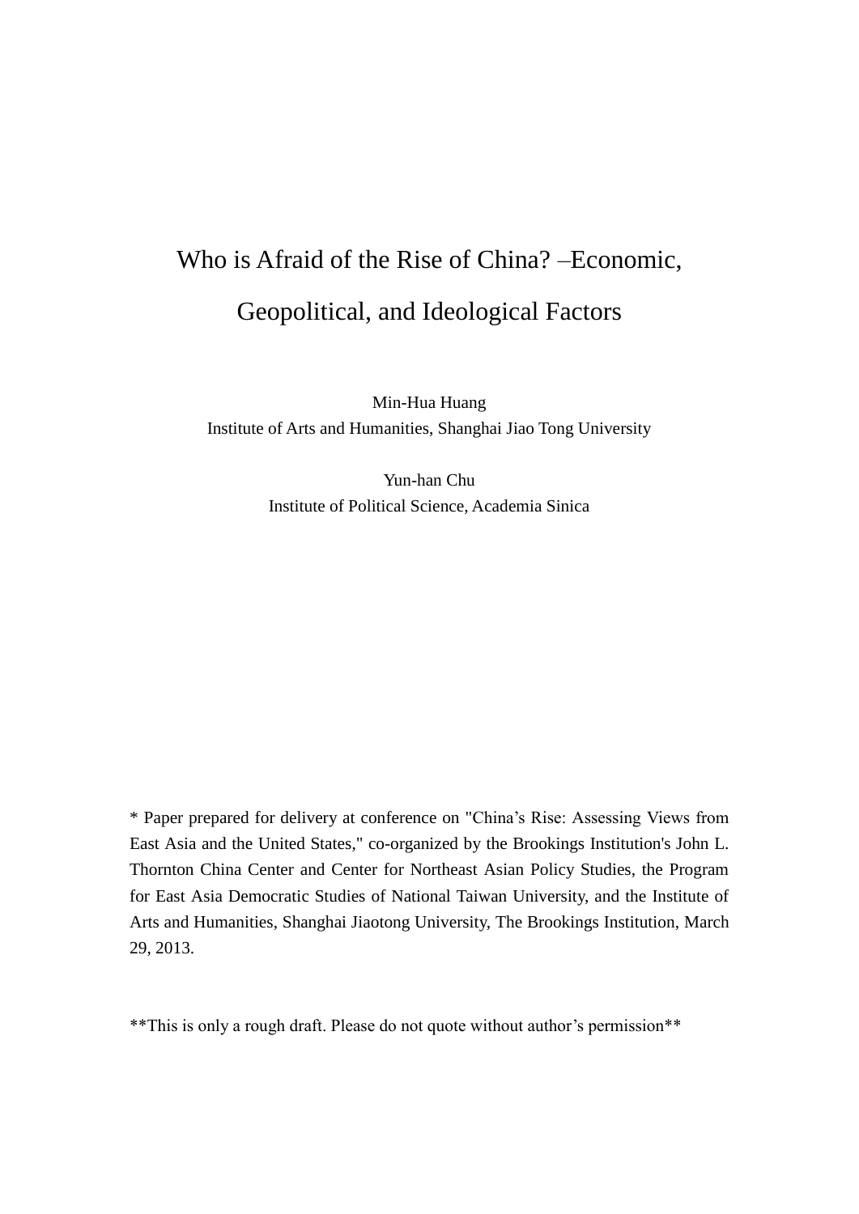# Who is Afraid of the Rise of China? –Economic, Geopolitical, and Ideological Factors

Min-Hua Huang
Institute of Arts and Humanities, Shanghai Jiao Tong University

Yun-han Chu
Institute of Political Science, Academia Sinica

* Paper prepared for delivery at conference on "China's Rise: Assessing Views from East Asia and the United States," co-organized by the Brookings Institution's John L. Thornton China Center and Center for Northeast Asian Policy Studies, the Program for East Asia Democratic Studies of National Taiwan University, and the Institute of Arts and Humanities, Shanghai Jiaotong University, The Brookings Institution, March 29, 2013.

**This is only a rough draft. Please do not quote without author's permission**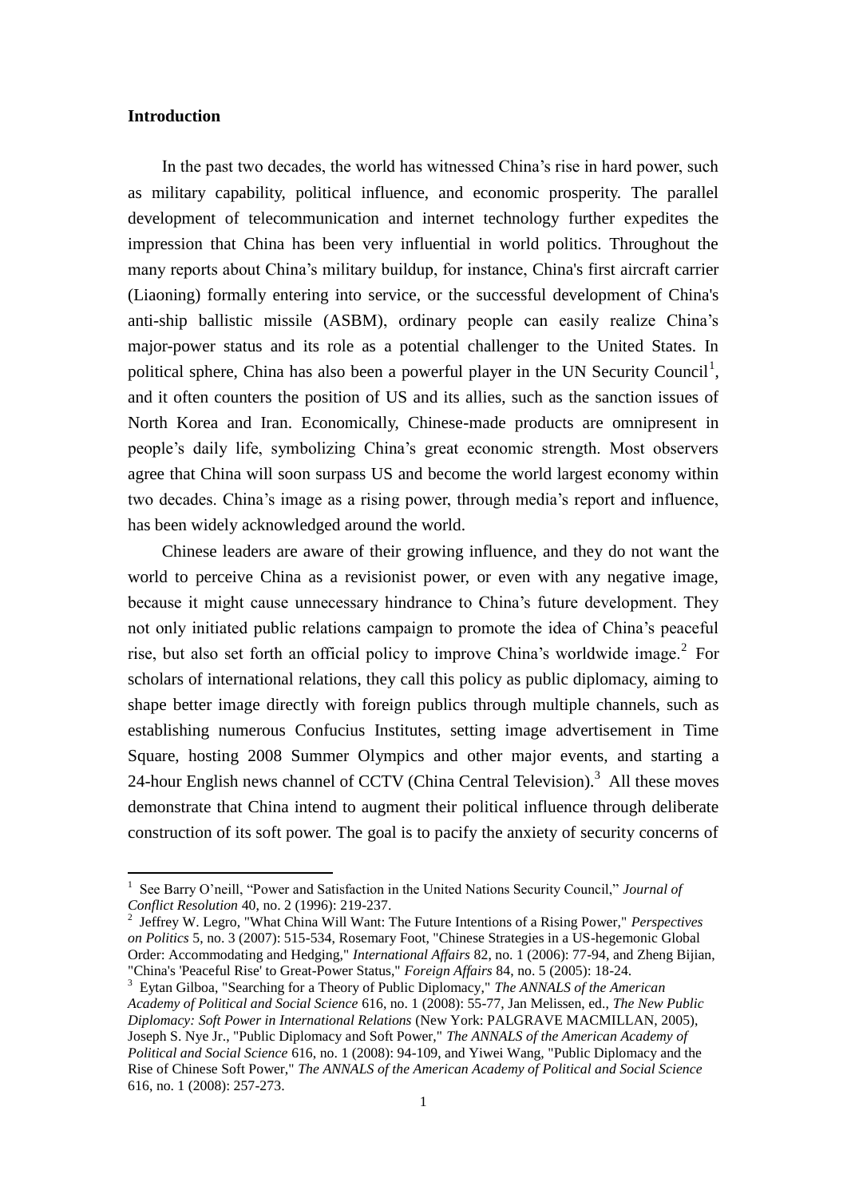## Introduction

In the past two decades, the world has witnessed China's rise in hard power, such as military capability, political influence, and economic prosperity. The parallel development of telecommunication and internet technology further expedites the impression that China has been very influential in world politics. Throughout the many reports about China's military buildup, for instance, China's first aircraft carrier (Liaoning) formally entering into service, or the successful development of China's anti-ship ballistic missile (ASBM), ordinary people can easily realize China's major-power status and its role as a potential challenger to the United States. In political sphere, China has also been a powerful player in the UN Security Council[1], and it often counters the position of US and its allies, such as the sanction issues of North Korea and Iran. Economically, Chinese-made products are omnipresent in people's daily life, symbolizing China's great economic strength. Most observers agree that China will soon surpass US and become the world largest economy within two decades. China's image as a rising power, through media's report and influence, has been widely acknowledged around the world.

Chinese leaders are aware of their growing influence, and they do not want the world to perceive China as a revisionist power, or even with any negative image, because it might cause unnecessary hindrance to China's future development. They not only initiated public relations campaign to promote the idea of China's peaceful rise, but also set forth an official policy to improve China's worldwide image.[2] For scholars of international relations, they call this policy as public diplomacy, aiming to shape better image directly with foreign publics through multiple channels, such as establishing numerous Confucius Institutes, setting image advertisement in Time Square, hosting 2008 Summer Olympics and other major events, and starting a 24-hour English news channel of CCTV (China Central Television).[3] All these moves demonstrate that China intend to augment their political influence through deliberate construction of its soft power. The goal is to pacify the anxiety of security concerns of

---

[1] See Barry O'neill, "Power and Satisfaction in the United Nations Security Council," *Journal of Conflict Resolution* 40, no. 2 (1996): 219-237.

[2] Jeffrey W. Legro, "What China Will Want: The Future Intentions of a Rising Power," *Perspectives on Politics* 5, no. 3 (2007): 515-534, Rosemary Foot, "Chinese Strategies in a US-hegemonic Global Order: Accommodating and Hedging," *International Affairs* 82, no. 1 (2006): 77-94, and Zheng Bijian, "China's 'Peaceful Rise' to Great-Power Status," *Foreign Affairs* 84, no. 5 (2005): 18-24.

[3] Eytan Gilboa, "Searching for a Theory of Public Diplomacy," *The ANNALS of the American Academy of Political and Social Science* 616, no. 1 (2008): 55-77, Jan Melissen, ed., *The New Public Diplomacy: Soft Power in International Relations* (New York: PALGRAVE MACMILLAN, 2005), Joseph S. Nye Jr., "Public Diplomacy and Soft Power," *The ANNALS of the American Academy of Political and Social Science* 616, no. 1 (2008): 94-109, and Yiwei Wang, "Public Diplomacy and the Rise of Chinese Soft Power," *The ANNALS of the American Academy of Political and Social Science* 616, no. 1 (2008): 257-273.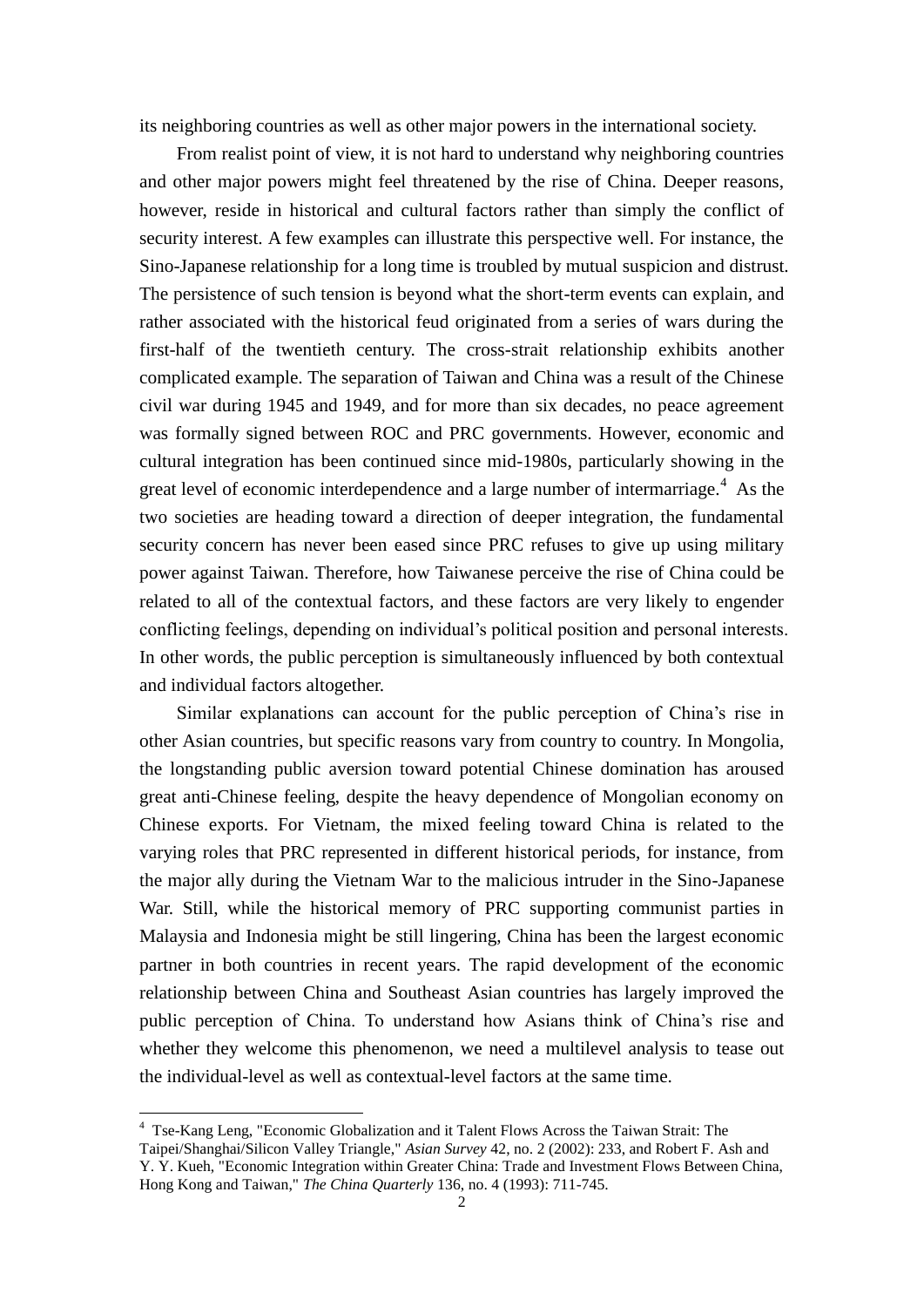its neighboring countries as well as other major powers in the international society.

From realist point of view, it is not hard to understand why neighboring countries and other major powers might feel threatened by the rise of China. Deeper reasons, however, reside in historical and cultural factors rather than simply the conflict of security interest. A few examples can illustrate this perspective well. For instance, the Sino-Japanese relationship for a long time is troubled by mutual suspicion and distrust. The persistence of such tension is beyond what the short-term events can explain, and rather associated with the historical feud originated from a series of wars during the first-half of the twentieth century. The cross-strait relationship exhibits another complicated example. The separation of Taiwan and China was a result of the Chinese civil war during 1945 and 1949, and for more than six decades, no peace agreement was formally signed between ROC and PRC governments. However, economic and cultural integration has been continued since mid-1980s, particularly showing in the great level of economic interdependence and a large number of intermarriage.[4] As the two societies are heading toward a direction of deeper integration, the fundamental security concern has never been eased since PRC refuses to give up using military power against Taiwan. Therefore, how Taiwanese perceive the rise of China could be related to all of the contextual factors, and these factors are very likely to engender conflicting feelings, depending on individual's political position and personal interests. In other words, the public perception is simultaneously influenced by both contextual and individual factors altogether.

Similar explanations can account for the public perception of China's rise in other Asian countries, but specific reasons vary from country to country. In Mongolia, the longstanding public aversion toward potential Chinese domination has aroused great anti-Chinese feeling, despite the heavy dependence of Mongolian economy on Chinese exports. For Vietnam, the mixed feeling toward China is related to the varying roles that PRC represented in different historical periods, for instance, from the major ally during the Vietnam War to the malicious intruder in the Sino-Japanese War. Still, while the historical memory of PRC supporting communist parties in Malaysia and Indonesia might be still lingering, China has been the largest economic partner in both countries in recent years. The rapid development of the economic relationship between China and Southeast Asian countries has largely improved the public perception of China. To understand how Asians think of China's rise and whether they welcome this phenomenon, we need a multilevel analysis to tease out the individual-level as well as contextual-level factors at the same time.

---

[4] Tse-Kang Leng, "Economic Globalization and it Talent Flows Across the Taiwan Strait: The Taipei/Shanghai/Silicon Valley Triangle," *Asian Survey* 42, no. 2 (2002): 233, and Robert F. Ash and Y. Y. Kueh, "Economic Integration within Greater China: Trade and Investment Flows Between China, Hong Kong and Taiwan," *The China Quarterly* 136, no. 4 (1993): 711-745.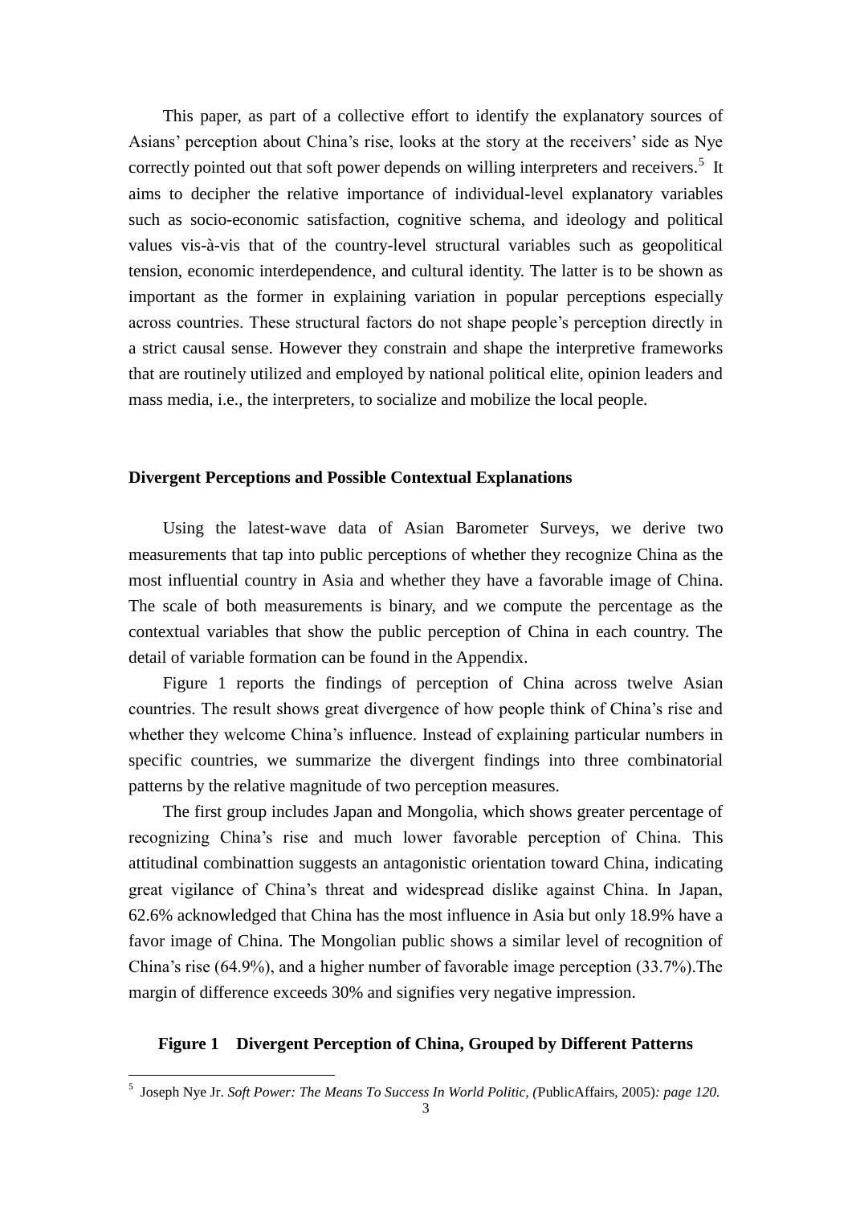This paper, as part of a collective effort to identify the explanatory sources of Asians' perception about China's rise, looks at the story at the receivers' side as Nye correctly pointed out that soft power depends on willing interpreters and receivers.[5] It aims to decipher the relative importance of individual-level explanatory variables such as socio-economic satisfaction, cognitive schema, and ideology and political values vis-à-vis that of the country-level structural variables such as geopolitical tension, economic interdependence, and cultural identity. The latter is to be shown as important as the former in explaining variation in popular perceptions especially across countries. These structural factors do not shape people's perception directly in a strict causal sense. However they constrain and shape the interpretive frameworks that are routinely utilized and employed by national political elite, opinion leaders and mass media, i.e., the interpreters, to socialize and mobilize the local people.

## Divergent Perceptions and Possible Contextual Explanations

Using the latest-wave data of Asian Barometer Surveys, we derive two measurements that tap into public perceptions of whether they recognize China as the most influential country in Asia and whether they have a favorable image of China. The scale of both measurements is binary, and we compute the percentage as the contextual variables that show the public perception of China in each country. The detail of variable formation can be found in the Appendix.

Figure 1 reports the findings of perception of China across twelve Asian countries. The result shows great divergence of how people think of China's rise and whether they welcome China's influence. Instead of explaining particular numbers in specific countries, we summarize the divergent findings into three combinatorial patterns by the relative magnitude of two perception measures.

The first group includes Japan and Mongolia, which shows greater percentage of recognizing China's rise and much lower favorable perception of China. This attitudinal combinattion suggests an antagonistic orientation toward China, indicating great vigilance of China's threat and widespread dislike against China. In Japan, 62.6% acknowledged that China has the most influence in Asia but only 18.9% have a favor image of China. The Mongolian public shows a similar level of recognition of China's rise (64.9%), and a higher number of favorable image perception (33.7%).The margin of difference exceeds 30% and signifies very negative impression.

**Figure 1 Divergent Perception of China, Grouped by Different Patterns**

[5] Joseph Nye Jr. *Soft Power: The Means To Success In World Politic, (*PublicAffairs, 2005)*: page 120.*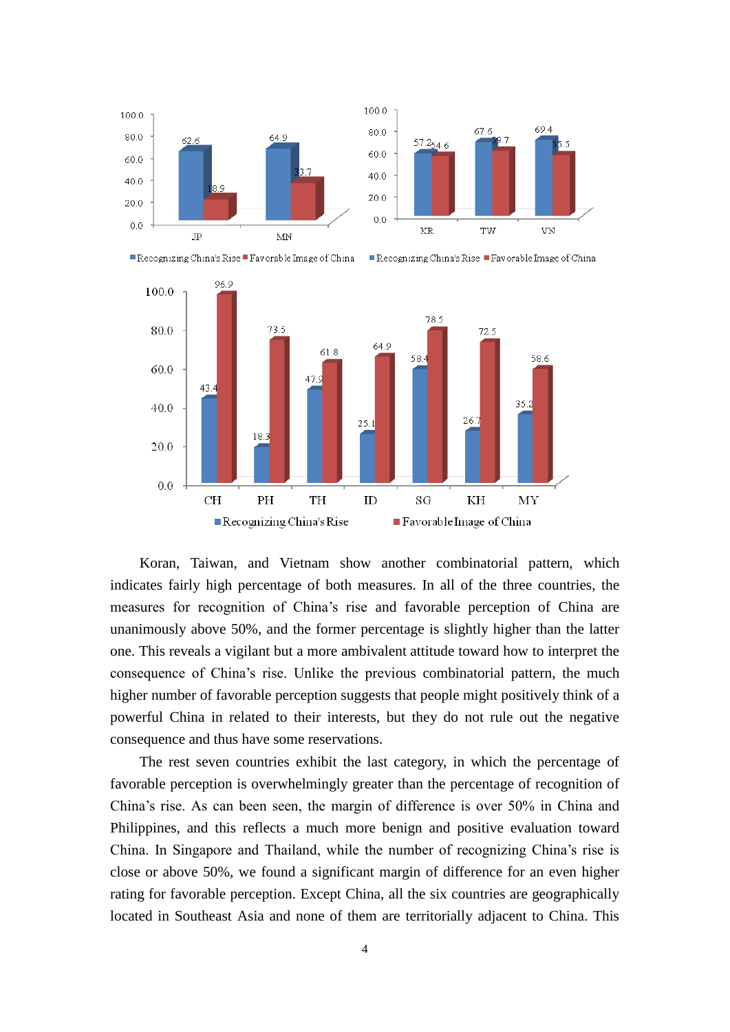| | JP | MN |
|---|---|---|
| Recognizing China's Rise | 62.6 | 64.9 |
| Favorable Image of China | 18.9 | 33.7 |

| | KR | TW | VN |
|---|---|---|---|
| Recognizing China's Rise | 57.2 | 67.6 | 69.4 |
| Favorable Image of China | 54.6 | 59.7 | 55.5 |

| | CH | PH | TH | ID | SG | KH | MY |
|---|---|---|---|---|---|---|---|
| Recognizing China's Rise | 43.4 | 18.3 | 47.9 | 25.1 | 58.4 | 26.7 | 35.2 |
| Favorable Image of China | 96.9 | 73.5 | 61.8 | 64.9 | 78.5 | 72.5 | 58.6 |

Koran, Taiwan, and Vietnam show another combinatorial pattern, which indicates fairly high percentage of both measures. In all of the three countries, the measures for recognition of China's rise and favorable perception of China are unanimously above 50%, and the former percentage is slightly higher than the latter one. This reveals a vigilant but a more ambivalent attitude toward how to interpret the consequence of China's rise. Unlike the previous combinatorial pattern, the much higher number of favorable perception suggests that people might positively think of a powerful China in related to their interests, but they do not rule out the negative consequence and thus have some reservations.

The rest seven countries exhibit the last category, in which the percentage of favorable perception is overwhelmingly greater than the percentage of recognition of China's rise. As can been seen, the margin of difference is over 50% in China and Philippines, and this reflects a much more benign and positive evaluation toward China. In Singapore and Thailand, while the number of recognizing China's rise is close or above 50%, we found a significant margin of difference for an even higher rating for favorable perception. Except China, all the six countries are geographically located in Southeast Asia and none of them are territorially adjacent to China. This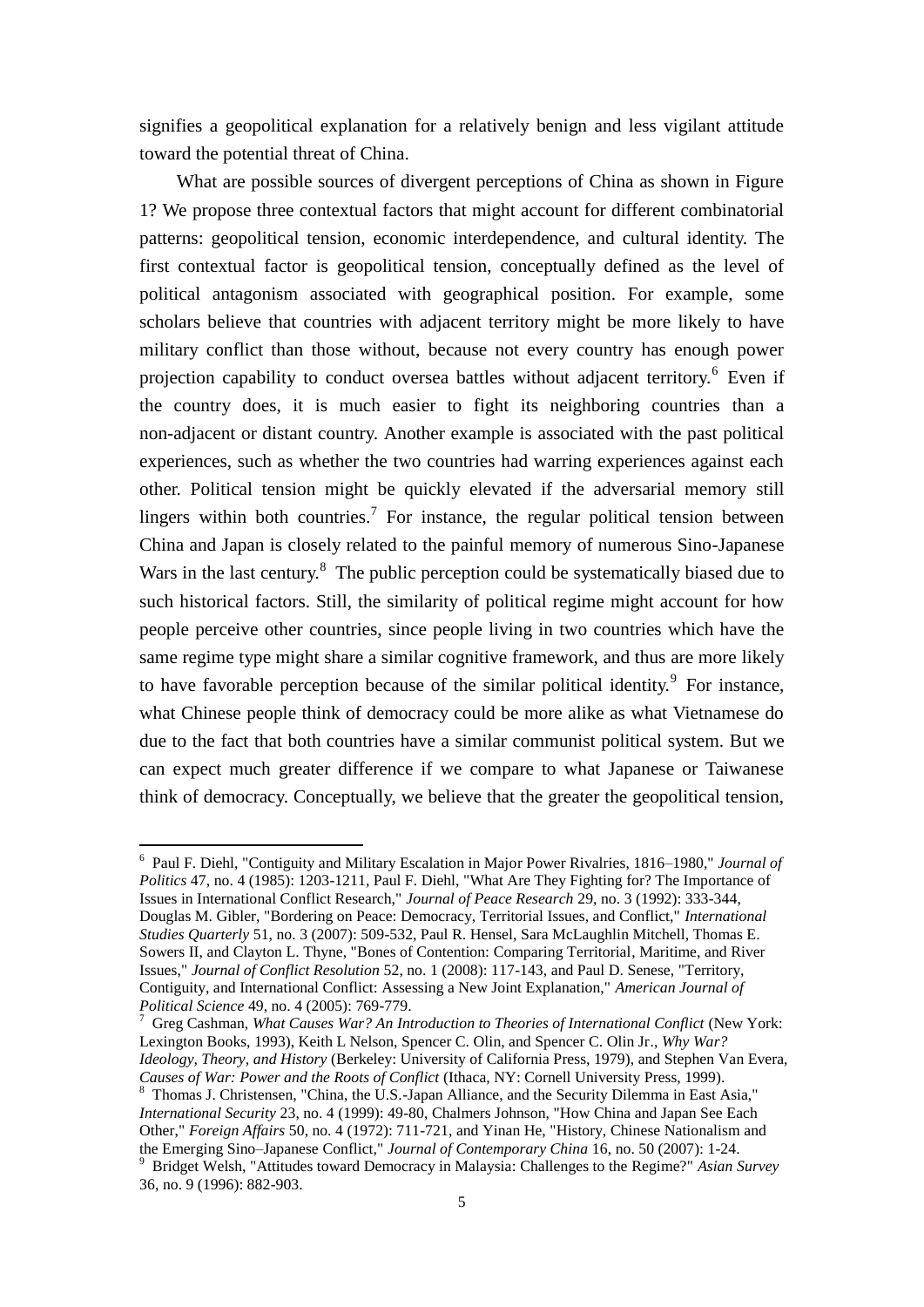signifies a geopolitical explanation for a relatively benign and less vigilant attitude toward the potential threat of China.

What are possible sources of divergent perceptions of China as shown in Figure 1? We propose three contextual factors that might account for different combinatorial patterns: geopolitical tension, economic interdependence, and cultural identity. The first contextual factor is geopolitical tension, conceptually defined as the level of political antagonism associated with geographical position. For example, some scholars believe that countries with adjacent territory might be more likely to have military conflict than those without, because not every country has enough power projection capability to conduct oversea battles without adjacent territory.[6] Even if the country does, it is much easier to fight its neighboring countries than a non-adjacent or distant country. Another example is associated with the past political experiences, such as whether the two countries had warring experiences against each other. Political tension might be quickly elevated if the adversarial memory still lingers within both countries.[7] For instance, the regular political tension between China and Japan is closely related to the painful memory of numerous Sino-Japanese Wars in the last century.[8] The public perception could be systematically biased due to such historical factors. Still, the similarity of political regime might account for how people perceive other countries, since people living in two countries which have the same regime type might share a similar cognitive framework, and thus are more likely to have favorable perception because of the similar political identity.[9] For instance, what Chinese people think of democracy could be more alike as what Vietnamese do due to the fact that both countries have a similar communist political system. But we can expect much greater difference if we compare to what Japanese or Taiwanese think of democracy. Conceptually, we believe that the greater the geopolitical tension,

---

[6] Paul F. Diehl, "Contiguity and Military Escalation in Major Power Rivalries, 1816–1980," *Journal of Politics* 47, no. 4 (1985): 1203-1211, Paul F. Diehl, "What Are They Fighting for? The Importance of Issues in International Conflict Research," *Journal of Peace Research* 29, no. 3 (1992): 333-344, Douglas M. Gibler, "Bordering on Peace: Democracy, Territorial Issues, and Conflict," *International Studies Quarterly* 51, no. 3 (2007): 509-532, Paul R. Hensel, Sara McLaughlin Mitchell, Thomas E. Sowers II, and Clayton L. Thyne, "Bones of Contention: Comparing Territorial, Maritime, and River Issues," *Journal of Conflict Resolution* 52, no. 1 (2008): 117-143, and Paul D. Senese, "Territory, Contiguity, and International Conflict: Assessing a New Joint Explanation," *American Journal of Political Science* 49, no. 4 (2005): 769-779.

[7] Greg Cashman, *What Causes War? An Introduction to Theories of International Conflict* (New York: Lexington Books, 1993), Keith L Nelson, Spencer C. Olin, and Spencer C. Olin Jr., *Why War? Ideology, Theory, and History* (Berkeley: University of California Press, 1979), and Stephen Van Evera, *Causes of War: Power and the Roots of Conflict* (Ithaca, NY: Cornell University Press, 1999).

[8] Thomas J. Christensen, "China, the U.S.-Japan Alliance, and the Security Dilemma in East Asia," *International Security* 23, no. 4 (1999): 49-80, Chalmers Johnson, "How China and Japan See Each Other," *Foreign Affairs* 50, no. 4 (1972): 711-721, and Yinan He, "History, Chinese Nationalism and the Emerging Sino–Japanese Conflict," *Journal of Contemporary China* 16, no. 50 (2007): 1-24.

[9] Bridget Welsh, "Attitudes toward Democracy in Malaysia: Challenges to the Regime?" *Asian Survey* 36, no. 9 (1996): 882-903.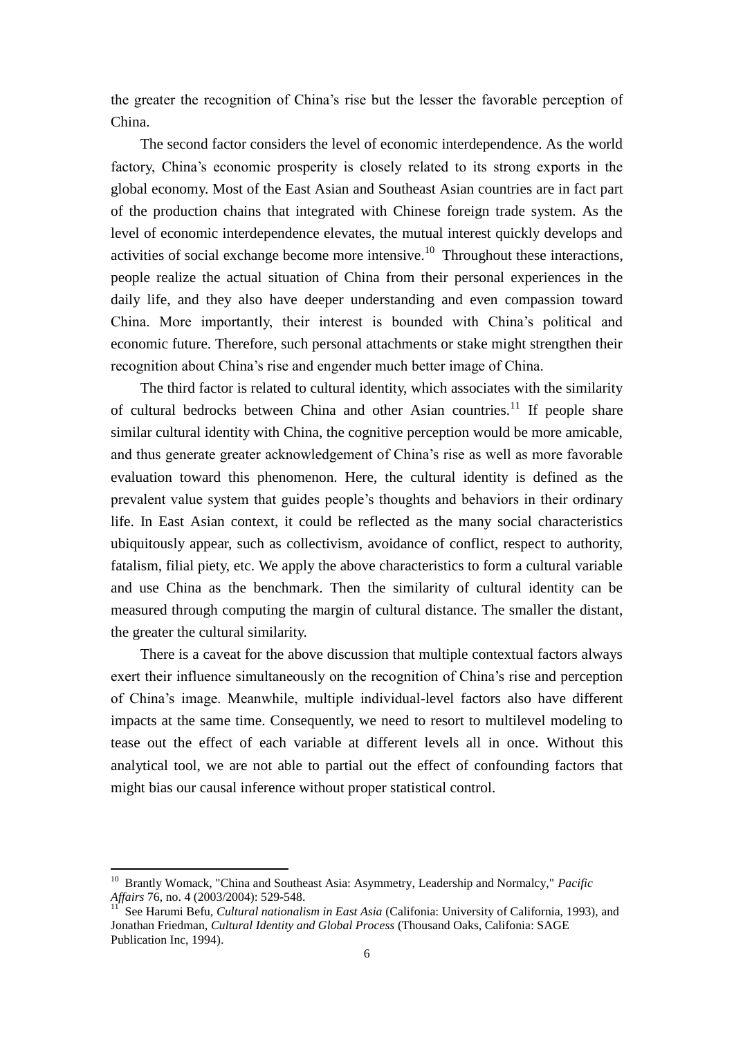the greater the recognition of China's rise but the lesser the favorable perception of China.

The second factor considers the level of economic interdependence. As the world factory, China's economic prosperity is closely related to its strong exports in the global economy. Most of the East Asian and Southeast Asian countries are in fact part of the production chains that integrated with Chinese foreign trade system. As the level of economic interdependence elevates, the mutual interest quickly develops and activities of social exchange become more intensive.[10] Throughout these interactions, people realize the actual situation of China from their personal experiences in the daily life, and they also have deeper understanding and even compassion toward China. More importantly, their interest is bounded with China's political and economic future. Therefore, such personal attachments or stake might strengthen their recognition about China's rise and engender much better image of China.

The third factor is related to cultural identity, which associates with the similarity of cultural bedrocks between China and other Asian countries.[11] If people share similar cultural identity with China, the cognitive perception would be more amicable, and thus generate greater acknowledgement of China's rise as well as more favorable evaluation toward this phenomenon. Here, the cultural identity is defined as the prevalent value system that guides people's thoughts and behaviors in their ordinary life. In East Asian context, it could be reflected as the many social characteristics ubiquitously appear, such as collectivism, avoidance of conflict, respect to authority, fatalism, filial piety, etc. We apply the above characteristics to form a cultural variable and use China as the benchmark. Then the similarity of cultural identity can be measured through computing the margin of cultural distance. The smaller the distant, the greater the cultural similarity.

There is a caveat for the above discussion that multiple contextual factors always exert their influence simultaneously on the recognition of China's rise and perception of China's image. Meanwhile, multiple individual-level factors also have different impacts at the same time. Consequently, we need to resort to multilevel modeling to tease out the effect of each variable at different levels all in once. Without this analytical tool, we are not able to partial out the effect of confounding factors that might bias our causal inference without proper statistical control.

---

[10] Brantly Womack, "China and Southeast Asia: Asymmetry, Leadership and Normalcy," *Pacific Affairs* 76, no. 4 (2003/2004): 529-548.

[11] See Harumi Befu, *Cultural nationalism in East Asia* (Califonia: University of California, 1993), and Jonathan Friedman, *Cultural Identity and Global Process* (Thousand Oaks, Califonia: SAGE Publication Inc, 1994).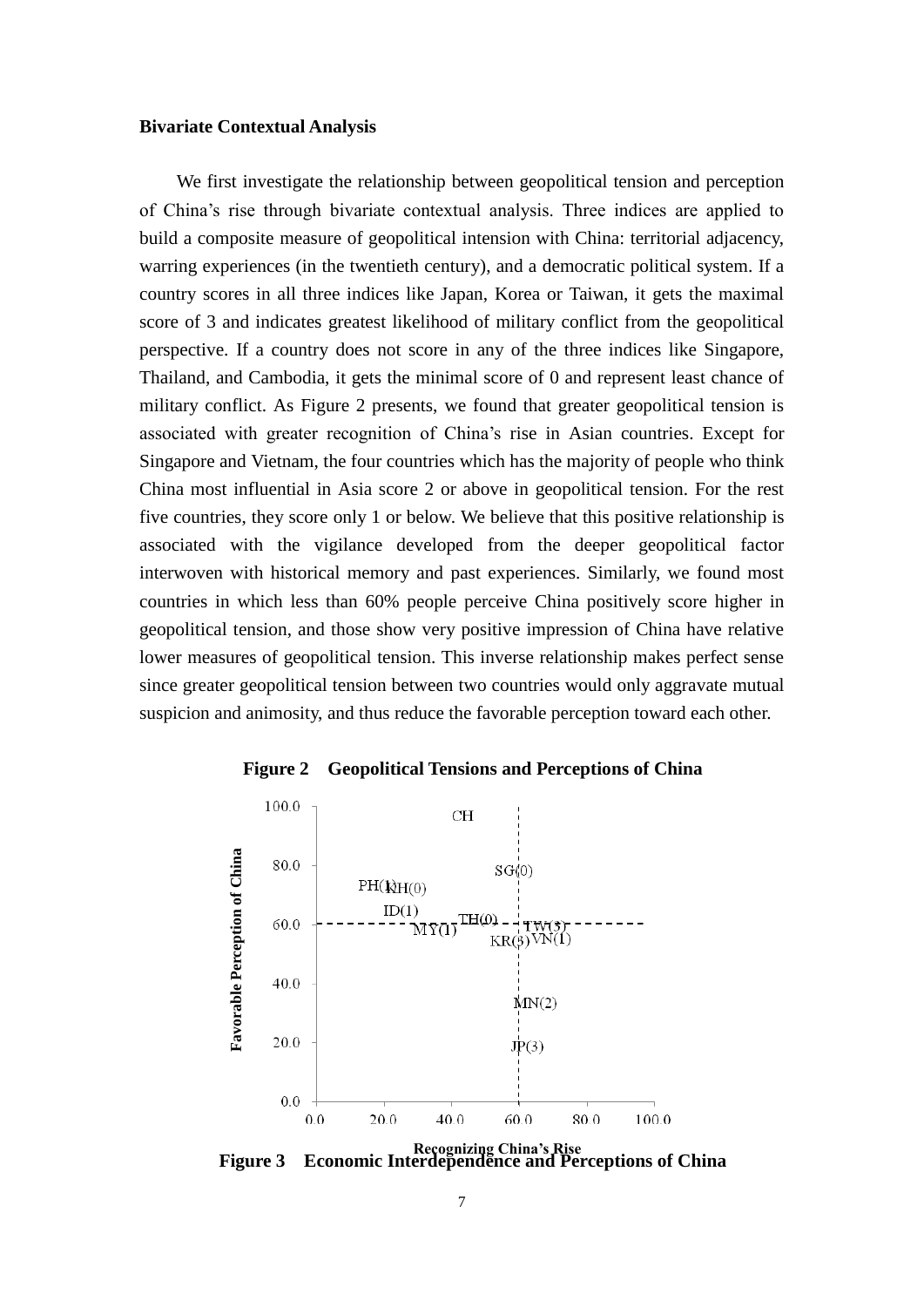**Bivariate Contextual Analysis**

We first investigate the relationship between geopolitical tension and perception of China's rise through bivariate contextual analysis. Three indices are applied to build a composite measure of geopolitical intension with China: territorial adjacency, warring experiences (in the twentieth century), and a democratic political system. If a country scores in all three indices like Japan, Korea or Taiwan, it gets the maximal score of 3 and indicates greatest likelihood of military conflict from the geopolitical perspective. If a country does not score in any of the three indices like Singapore, Thailand, and Cambodia, it gets the minimal score of 0 and represent least chance of military conflict. As Figure 2 presents, we found that greater geopolitical tension is associated with greater recognition of China's rise in Asian countries. Except for Singapore and Vietnam, the four countries which has the majority of people who think China most influential in Asia score 2 or above in geopolitical tension. For the rest five countries, they score only 1 or below. We believe that this positive relationship is associated with the vigilance developed from the deeper geopolitical factor interwoven with historical memory and past experiences. Similarly, we found most countries in which less than 60% people perceive China positively score higher in geopolitical tension, and those show very positive impression of China have relative lower measures of geopolitical tension. This inverse relationship makes perfect sense since greater geopolitical tension between two countries would only aggravate mutual suspicion and animosity, and thus reduce the favorable perception toward each other.

**Figure 2 Geopolitical Tensions and Perceptions of China**

**Figure 3 Economic Interdependence and Perceptions of China**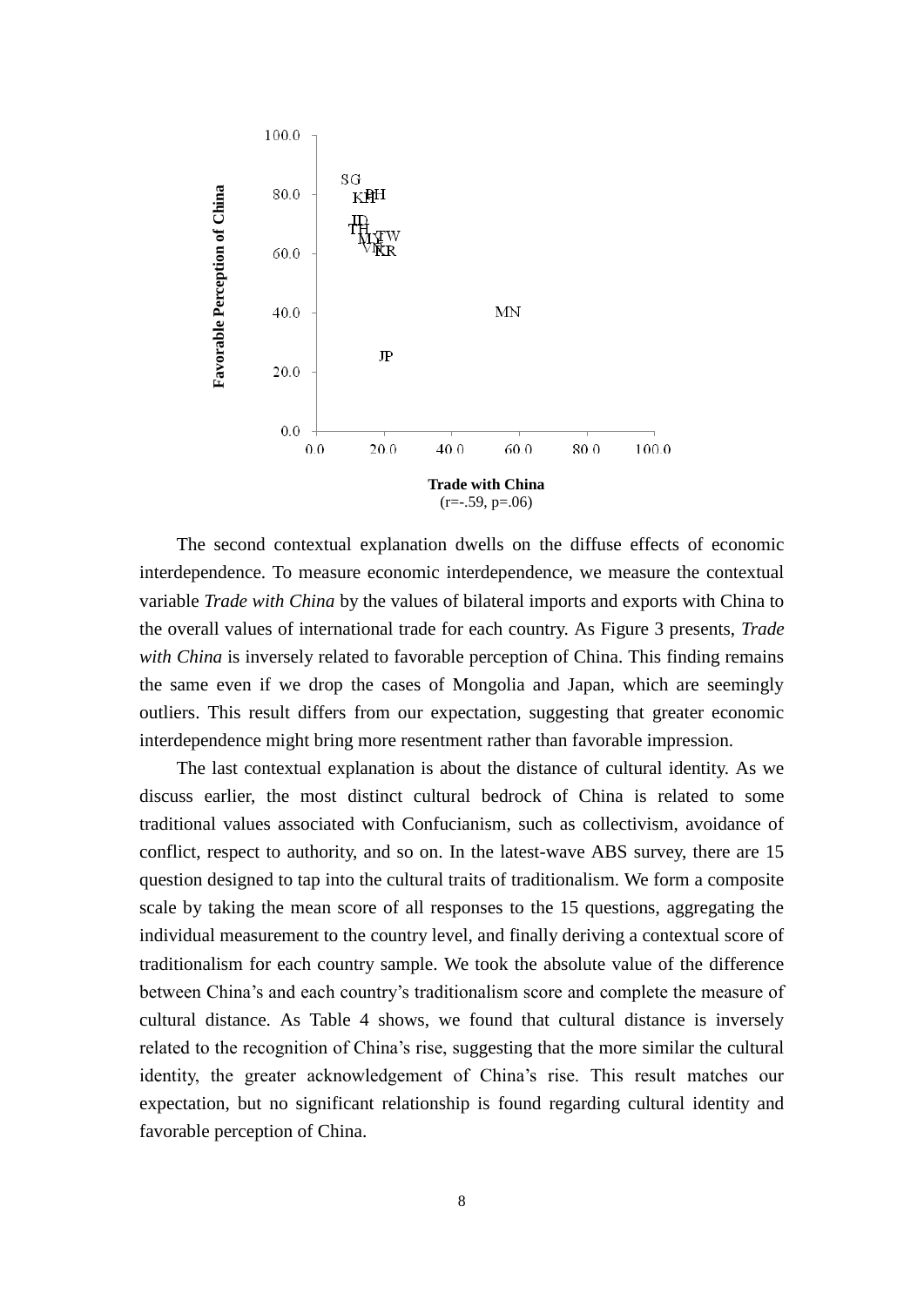Trade with China
(r=-.59, p=.06)

The second contextual explanation dwells on the diffuse effects of economic interdependence. To measure economic interdependence, we measure the contextual variable *Trade with China* by the values of bilateral imports and exports with China to the overall values of international trade for each country. As Figure 3 presents, *Trade with China* is inversely related to favorable perception of China. This finding remains the same even if we drop the cases of Mongolia and Japan, which are seemingly outliers. This result differs from our expectation, suggesting that greater economic interdependence might bring more resentment rather than favorable impression.

The last contextual explanation is about the distance of cultural identity. As we discuss earlier, the most distinct cultural bedrock of China is related to some traditional values associated with Confucianism, such as collectivism, avoidance of conflict, respect to authority, and so on. In the latest-wave ABS survey, there are 15 question designed to tap into the cultural traits of traditionalism. We form a composite scale by taking the mean score of all responses to the 15 questions, aggregating the individual measurement to the country level, and finally deriving a contextual score of traditionalism for each country sample. We took the absolute value of the difference between China's and each country's traditionalism score and complete the measure of cultural distance. As Table 4 shows, we found that cultural distance is inversely related to the recognition of China's rise, suggesting that the more similar the cultural identity, the greater acknowledgement of China's rise. This result matches our expectation, but no significant relationship is found regarding cultural identity and favorable perception of China.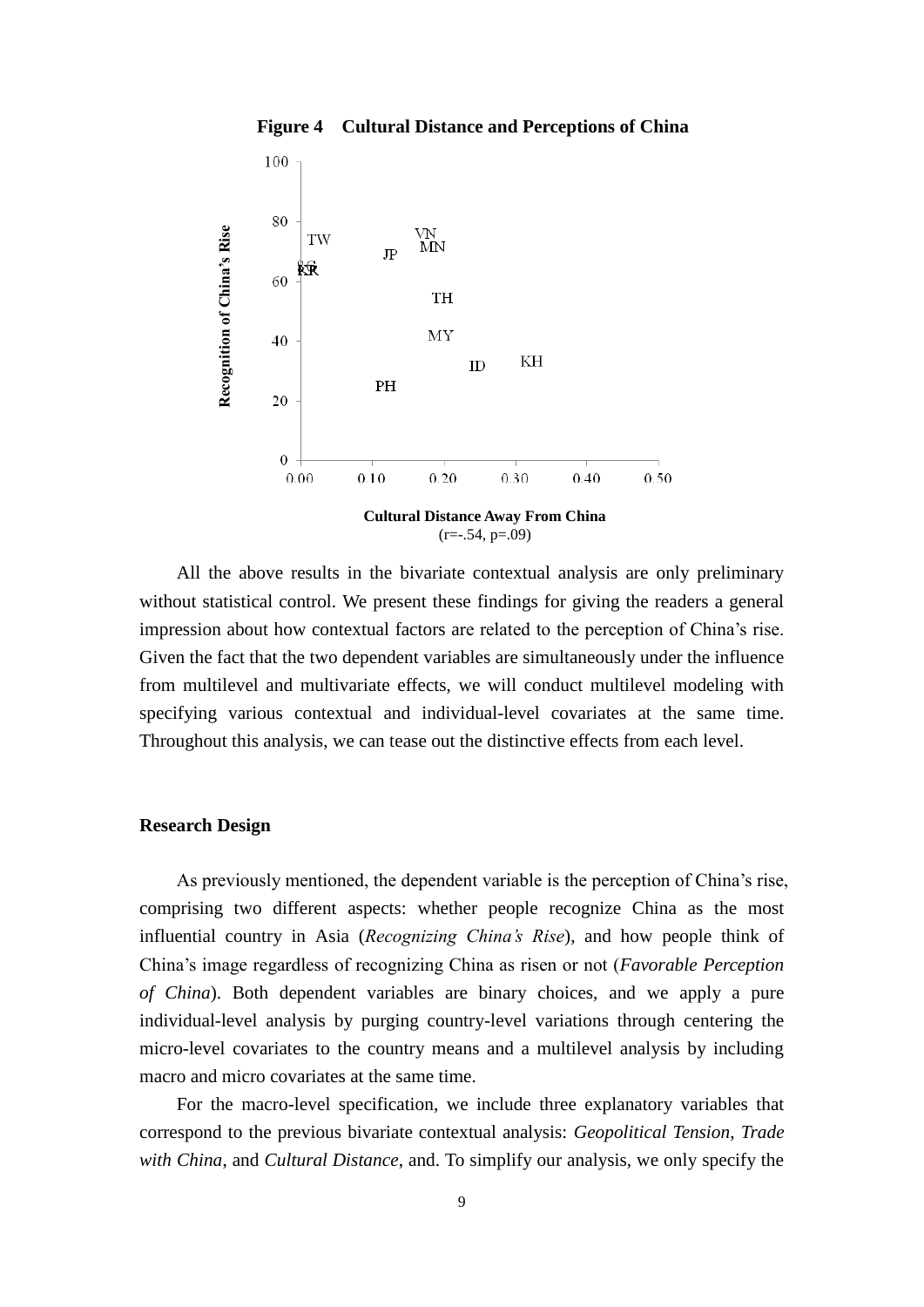**Figure 4 Cultural Distance and Perceptions of China**

Cultural Distance Away From China
(r=-.54, p=.09)

All the above results in the bivariate contextual analysis are only preliminary without statistical control. We present these findings for giving the readers a general impression about how contextual factors are related to the perception of China's rise. Given the fact that the two dependent variables are simultaneously under the influence from multilevel and multivariate effects, we will conduct multilevel modeling with specifying various contextual and individual-level covariates at the same time. Throughout this analysis, we can tease out the distinctive effects from each level.

## Research Design

As previously mentioned, the dependent variable is the perception of China's rise, comprising two different aspects: whether people recognize China as the most influential country in Asia (*Recognizing China's Rise*), and how people think of China's image regardless of recognizing China as risen or not (*Favorable Perception of China*). Both dependent variables are binary choices, and we apply a pure individual-level analysis by purging country-level variations through centering the micro-level covariates to the country means and a multilevel analysis by including macro and micro covariates at the same time.

For the macro-level specification, we include three explanatory variables that correspond to the previous bivariate contextual analysis: *Geopolitical Tension*, *Trade with China*, and *Cultural Distance*, and. To simplify our analysis, we only specify the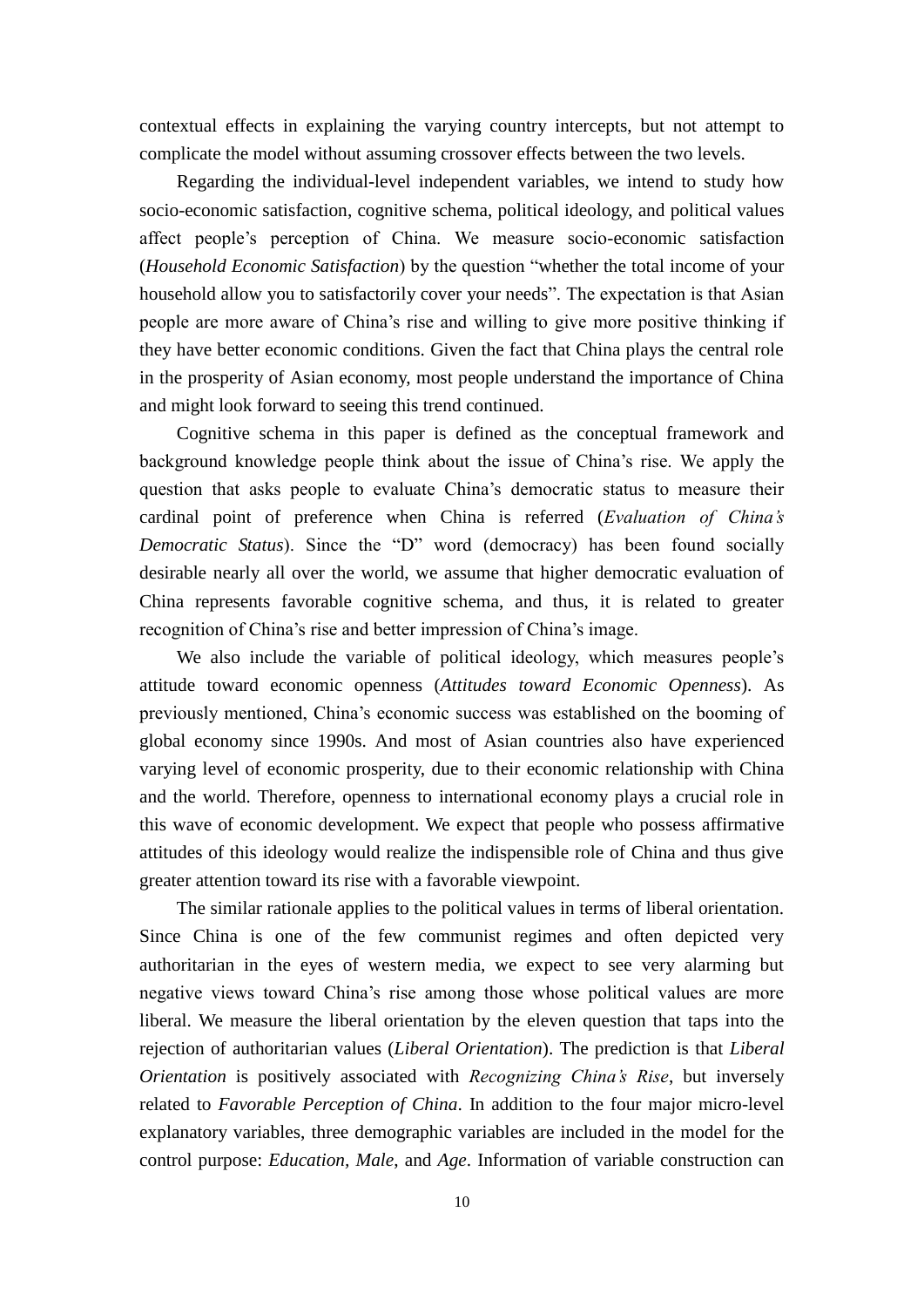contextual effects in explaining the varying country intercepts, but not attempt to complicate the model without assuming crossover effects between the two levels.

Regarding the individual-level independent variables, we intend to study how socio-economic satisfaction, cognitive schema, political ideology, and political values affect people's perception of China. We measure socio-economic satisfaction (*Household Economic Satisfaction*) by the question "whether the total income of your household allow you to satisfactorily cover your needs". The expectation is that Asian people are more aware of China's rise and willing to give more positive thinking if they have better economic conditions. Given the fact that China plays the central role in the prosperity of Asian economy, most people understand the importance of China and might look forward to seeing this trend continued.

Cognitive schema in this paper is defined as the conceptual framework and background knowledge people think about the issue of China's rise. We apply the question that asks people to evaluate China's democratic status to measure their cardinal point of preference when China is referred (*Evaluation of China's Democratic Status*). Since the "D" word (democracy) has been found socially desirable nearly all over the world, we assume that higher democratic evaluation of China represents favorable cognitive schema, and thus, it is related to greater recognition of China's rise and better impression of China's image.

We also include the variable of political ideology, which measures people's attitude toward economic openness (*Attitudes toward Economic Openness*). As previously mentioned, China's economic success was established on the booming of global economy since 1990s. And most of Asian countries also have experienced varying level of economic prosperity, due to their economic relationship with China and the world. Therefore, openness to international economy plays a crucial role in this wave of economic development. We expect that people who possess affirmative attitudes of this ideology would realize the indispensible role of China and thus give greater attention toward its rise with a favorable viewpoint.

The similar rationale applies to the political values in terms of liberal orientation. Since China is one of the few communist regimes and often depicted very authoritarian in the eyes of western media, we expect to see very alarming but negative views toward China's rise among those whose political values are more liberal. We measure the liberal orientation by the eleven question that taps into the rejection of authoritarian values (*Liberal Orientation*). The prediction is that *Liberal Orientation* is positively associated with *Recognizing China's Rise*, but inversely related to *Favorable Perception of China*. In addition to the four major micro-level explanatory variables, three demographic variables are included in the model for the control purpose: *Education*, *Male*, and *Age*. Information of variable construction can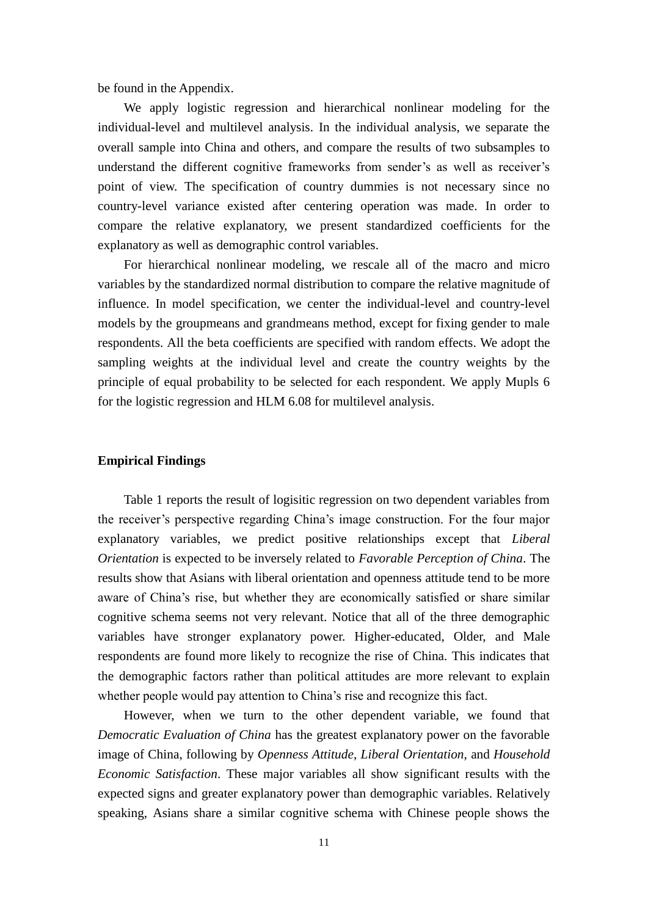be found in the Appendix.

We apply logistic regression and hierarchical nonlinear modeling for the individual-level and multilevel analysis. In the individual analysis, we separate the overall sample into China and others, and compare the results of two subsamples to understand the different cognitive frameworks from sender's as well as receiver's point of view. The specification of country dummies is not necessary since no country-level variance existed after centering operation was made. In order to compare the relative explanatory, we present standardized coefficients for the explanatory as well as demographic control variables.

For hierarchical nonlinear modeling, we rescale all of the macro and micro variables by the standardized normal distribution to compare the relative magnitude of influence. In model specification, we center the individual-level and country-level models by the groupmeans and grandmeans method, except for fixing gender to male respondents. All the beta coefficients are specified with random effects. We adopt the sampling weights at the individual level and create the country weights by the principle of equal probability to be selected for each respondent. We apply Mupls 6 for the logistic regression and HLM 6.08 for multilevel analysis.

**Empirical Findings**

Table 1 reports the result of logisitic regression on two dependent variables from the receiver's perspective regarding China's image construction. For the four major explanatory variables, we predict positive relationships except that *Liberal Orientation* is expected to be inversely related to *Favorable Perception of China*. The results show that Asians with liberal orientation and openness attitude tend to be more aware of China's rise, but whether they are economically satisfied or share similar cognitive schema seems not very relevant. Notice that all of the three demographic variables have stronger explanatory power. Higher-educated, Older, and Male respondents are found more likely to recognize the rise of China. This indicates that the demographic factors rather than political attitudes are more relevant to explain whether people would pay attention to China's rise and recognize this fact.

However, when we turn to the other dependent variable, we found that *Democratic Evaluation of China* has the greatest explanatory power on the favorable image of China, following by *Openness Attitude*, *Liberal Orientation*, and *Household Economic Satisfaction*. These major variables all show significant results with the expected signs and greater explanatory power than demographic variables. Relatively speaking, Asians share a similar cognitive schema with Chinese people shows the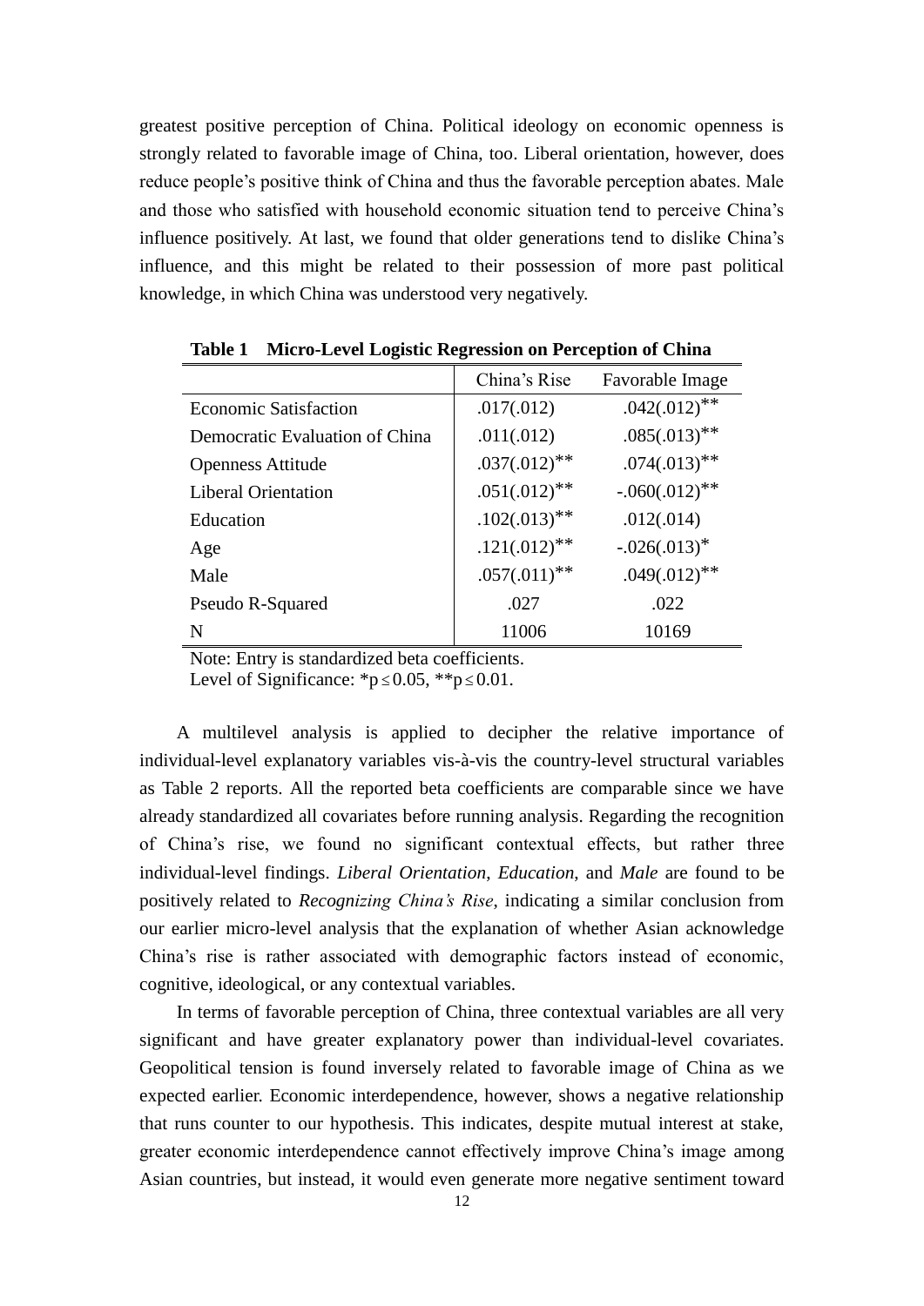greatest positive perception of China. Political ideology on economic openness is strongly related to favorable image of China, too. Liberal orientation, however, does reduce people's positive think of China and thus the favorable perception abates. Male and those who satisfied with household economic situation tend to perceive China's influence positively. At last, we found that older generations tend to dislike China's influence, and this might be related to their possession of more past political knowledge, in which China was understood very negatively.

**Table 1 Micro-Level Logistic Regression on Perception of China**

| | China's Rise | Favorable Image |
|---|---|---|
| Economic Satisfaction | .017(.012) | .042(.012)** |
| Democratic Evaluation of China | .011(.012) | .085(.013)** |
| Openness Attitude | .037(.012)** | .074(.013)** |
| Liberal Orientation | .051(.012)** | -.060(.012)** |
| Education | .102(.013)** | .012(.014) |
| Age | .121(.012)** | -.026(.013)* |
| Male | .057(.011)** | .049(.012)** |
| Pseudo R-Squared | .027 | .022 |
| N | 11006 | 10169 |

Note: Entry is standardized beta coefficients.
Level of Significance: $*p \leq 0.05$, $**p \leq 0.01$.

A multilevel analysis is applied to decipher the relative importance of individual-level explanatory variables vis-à-vis the country-level structural variables as Table 2 reports. All the reported beta coefficients are comparable since we have already standardized all covariates before running analysis. Regarding the recognition of China's rise, we found no significant contextual effects, but rather three individual-level findings. *Liberal Orientation*, *Education*, and *Male* are found to be positively related to *Recognizing China's Rise*, indicating a similar conclusion from our earlier micro-level analysis that the explanation of whether Asian acknowledge China's rise is rather associated with demographic factors instead of economic, cognitive, ideological, or any contextual variables.

In terms of favorable perception of China, three contextual variables are all very significant and have greater explanatory power than individual-level covariates. Geopolitical tension is found inversely related to favorable image of China as we expected earlier. Economic interdependence, however, shows a negative relationship that runs counter to our hypothesis. This indicates, despite mutual interest at stake, greater economic interdependence cannot effectively improve China's image among Asian countries, but instead, it would even generate more negative sentiment toward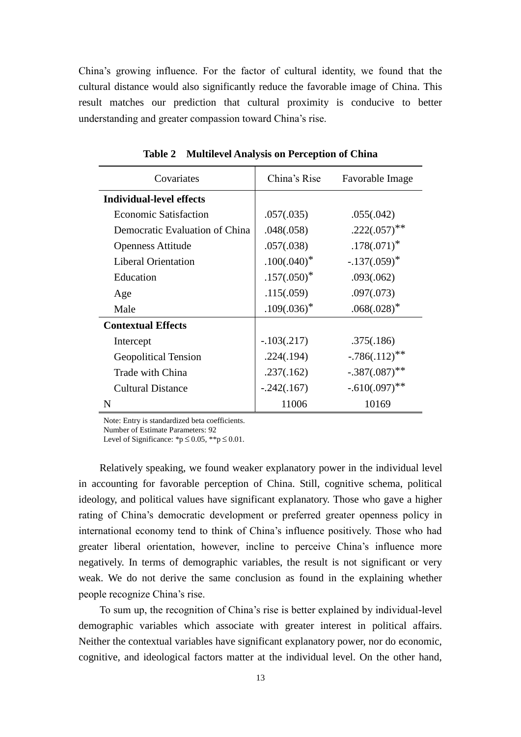China's growing influence. For the factor of cultural identity, we found that the cultural distance would also significantly reduce the favorable image of China. This result matches our prediction that cultural proximity is conducive to better understanding and greater compassion toward China's rise.

**Table 2 Multilevel Analysis on Perception of China**

| Covariates | China's Rise | Favorable Image |
|---|---|---|
| **Individual-level effects** | | |
| Economic Satisfaction | .057(.035) | .055(.042) |
| Democratic Evaluation of China | .048(.058) | .222(.057)** |
| Openness Attitude | .057(.038) | .178(.071)* |
| Liberal Orientation | .100(.040)* | -.137(.059)* |
| Education | .157(.050)* | .093(.062) |
| Age | .115(.059) | .097(.073) |
| Male | .109(.036)* | .068(.028)* |
| **Contextual Effects** | | |
| Intercept | -.103(.217) | .375(.186) |
| Geopolitical Tension | .224(.194) | -.786(.112)** |
| Trade with China | .237(.162) | -.387(.087)** |
| Cultural Distance | -.242(.167) | -.610(.097)** |
| N | 11006 | 10169 |

Note: Entry is standardized beta coefficients.
Number of Estimate Parameters: 92
Level of Significance: *$p \leq 0.05$, **$p \leq 0.01$.

Relatively speaking, we found weaker explanatory power in the individual level in accounting for favorable perception of China. Still, cognitive schema, political ideology, and political values have significant explanatory. Those who gave a higher rating of China's democratic development or preferred greater openness policy in international economy tend to think of China's influence positively. Those who had greater liberal orientation, however, incline to perceive China's influence more negatively. In terms of demographic variables, the result is not significant or very weak. We do not derive the same conclusion as found in the explaining whether people recognize China's rise.

To sum up, the recognition of China's rise is better explained by individual-level demographic variables which associate with greater interest in political affairs. Neither the contextual variables have significant explanatory power, nor do economic, cognitive, and ideological factors matter at the individual level. On the other hand,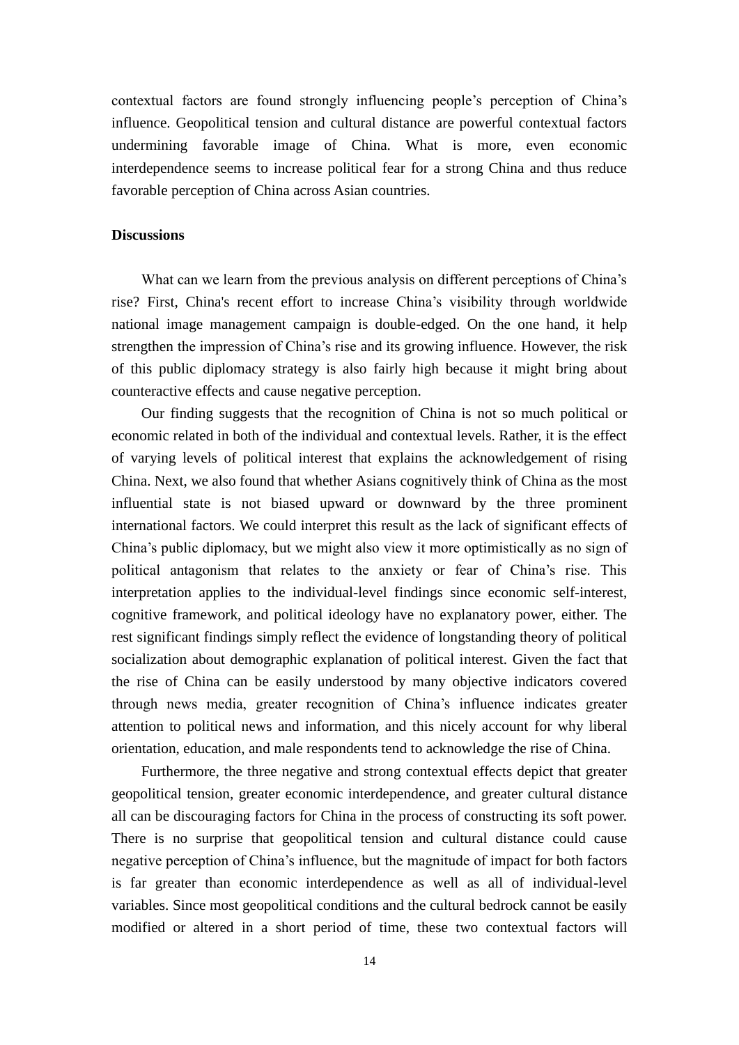contextual factors are found strongly influencing people's perception of China's influence. Geopolitical tension and cultural distance are powerful contextual factors undermining favorable image of China. What is more, even economic interdependence seems to increase political fear for a strong China and thus reduce favorable perception of China across Asian countries.

**Discussions**

What can we learn from the previous analysis on different perceptions of China's rise? First, China's recent effort to increase China's visibility through worldwide national image management campaign is double-edged. On the one hand, it help strengthen the impression of China's rise and its growing influence. However, the risk of this public diplomacy strategy is also fairly high because it might bring about counteractive effects and cause negative perception.

Our finding suggests that the recognition of China is not so much political or economic related in both of the individual and contextual levels. Rather, it is the effect of varying levels of political interest that explains the acknowledgement of rising China. Next, we also found that whether Asians cognitively think of China as the most influential state is not biased upward or downward by the three prominent international factors. We could interpret this result as the lack of significant effects of China's public diplomacy, but we might also view it more optimistically as no sign of political antagonism that relates to the anxiety or fear of China's rise. This interpretation applies to the individual-level findings since economic self-interest, cognitive framework, and political ideology have no explanatory power, either. The rest significant findings simply reflect the evidence of longstanding theory of political socialization about demographic explanation of political interest. Given the fact that the rise of China can be easily understood by many objective indicators covered through news media, greater recognition of China's influence indicates greater attention to political news and information, and this nicely account for why liberal orientation, education, and male respondents tend to acknowledge the rise of China.

Furthermore, the three negative and strong contextual effects depict that greater geopolitical tension, greater economic interdependence, and greater cultural distance all can be discouraging factors for China in the process of constructing its soft power. There is no surprise that geopolitical tension and cultural distance could cause negative perception of China's influence, but the magnitude of impact for both factors is far greater than economic interdependence as well as all of individual-level variables. Since most geopolitical conditions and the cultural bedrock cannot be easily modified or altered in a short period of time, these two contextual factors will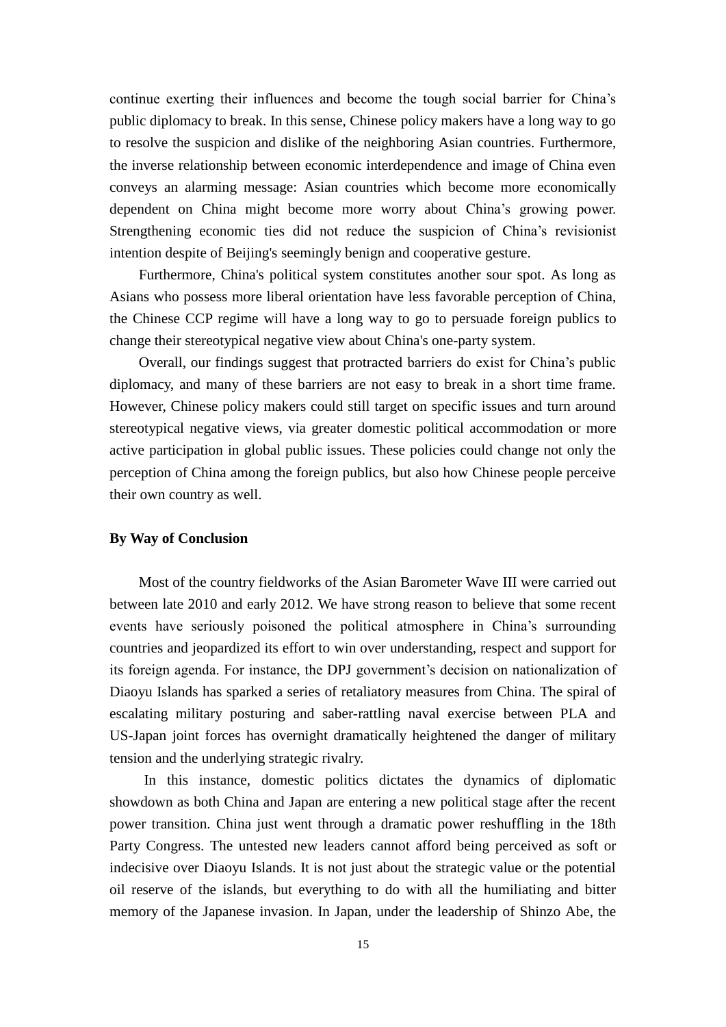continue exerting their influences and become the tough social barrier for China's public diplomacy to break. In this sense, Chinese policy makers have a long way to go to resolve the suspicion and dislike of the neighboring Asian countries. Furthermore, the inverse relationship between economic interdependence and image of China even conveys an alarming message: Asian countries which become more economically dependent on China might become more worry about China's growing power. Strengthening economic ties did not reduce the suspicion of China's revisionist intention despite of Beijing's seemingly benign and cooperative gesture.

Furthermore, China's political system constitutes another sour spot. As long as Asians who possess more liberal orientation have less favorable perception of China, the Chinese CCP regime will have a long way to go to persuade foreign publics to change their stereotypical negative view about China's one-party system.

Overall, our findings suggest that protracted barriers do exist for China's public diplomacy, and many of these barriers are not easy to break in a short time frame. However, Chinese policy makers could still target on specific issues and turn around stereotypical negative views, via greater domestic political accommodation or more active participation in global public issues. These policies could change not only the perception of China among the foreign publics, but also how Chinese people perceive their own country as well.

**By Way of Conclusion**

Most of the country fieldworks of the Asian Barometer Wave III were carried out between late 2010 and early 2012. We have strong reason to believe that some recent events have seriously poisoned the political atmosphere in China's surrounding countries and jeopardized its effort to win over understanding, respect and support for its foreign agenda. For instance, the DPJ government's decision on nationalization of Diaoyu Islands has sparked a series of retaliatory measures from China. The spiral of escalating military posturing and saber-rattling naval exercise between PLA and US-Japan joint forces has overnight dramatically heightened the danger of military tension and the underlying strategic rivalry.

In this instance, domestic politics dictates the dynamics of diplomatic showdown as both China and Japan are entering a new political stage after the recent power transition. China just went through a dramatic power reshuffling in the 18th Party Congress. The untested new leaders cannot afford being perceived as soft or indecisive over Diaoyu Islands. It is not just about the strategic value or the potential oil reserve of the islands, but everything to do with all the humiliating and bitter memory of the Japanese invasion. In Japan, under the leadership of Shinzo Abe, the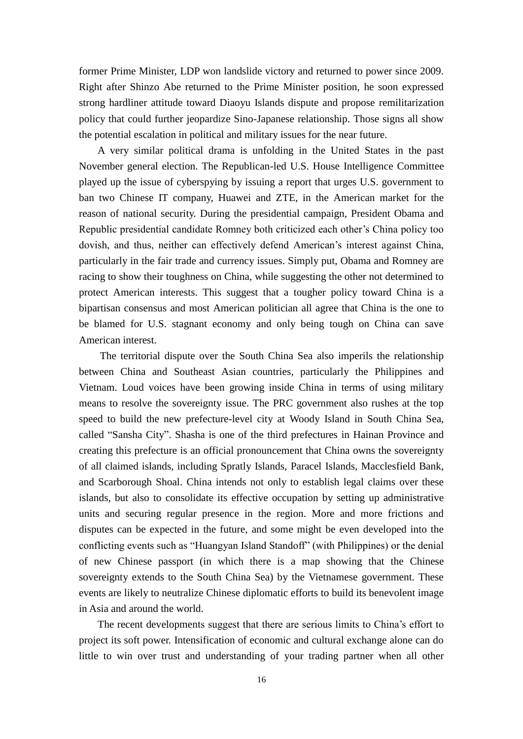former Prime Minister, LDP won landslide victory and returned to power since 2009. Right after Shinzo Abe returned to the Prime Minister position, he soon expressed strong hardliner attitude toward Diaoyu Islands dispute and propose remilitarization policy that could further jeopardize Sino-Japanese relationship. Those signs all show the potential escalation in political and military issues for the near future.

A very similar political drama is unfolding in the United States in the past November general election. The Republican-led U.S. House Intelligence Committee played up the issue of cyberspying by issuing a report that urges U.S. government to ban two Chinese IT company, Huawei and ZTE, in the American market for the reason of national security. During the presidential campaign, President Obama and Republic presidential candidate Romney both criticized each other's China policy too dovish, and thus, neither can effectively defend American's interest against China, particularly in the fair trade and currency issues. Simply put, Obama and Romney are racing to show their toughness on China, while suggesting the other not determined to protect American interests. This suggest that a tougher policy toward China is a bipartisan consensus and most American politician all agree that China is the one to be blamed for U.S. stagnant economy and only being tough on China can save American interest.

The territorial dispute over the South China Sea also imperils the relationship between China and Southeast Asian countries, particularly the Philippines and Vietnam. Loud voices have been growing inside China in terms of using military means to resolve the sovereignty issue. The PRC government also rushes at the top speed to build the new prefecture-level city at Woody Island in South China Sea, called "Sansha City". Shasha is one of the third prefectures in Hainan Province and creating this prefecture is an official pronouncement that China owns the sovereignty of all claimed islands, including Spratly Islands, Paracel Islands, Macclesfield Bank, and Scarborough Shoal. China intends not only to establish legal claims over these islands, but also to consolidate its effective occupation by setting up administrative units and securing regular presence in the region. More and more frictions and disputes can be expected in the future, and some might be even developed into the conflicting events such as "Huangyan Island Standoff" (with Philippines) or the denial of new Chinese passport (in which there is a map showing that the Chinese sovereignty extends to the South China Sea) by the Vietnamese government. These events are likely to neutralize Chinese diplomatic efforts to build its benevolent image in Asia and around the world.

The recent developments suggest that there are serious limits to China's effort to project its soft power. Intensification of economic and cultural exchange alone can do little to win over trust and understanding of your trading partner when all other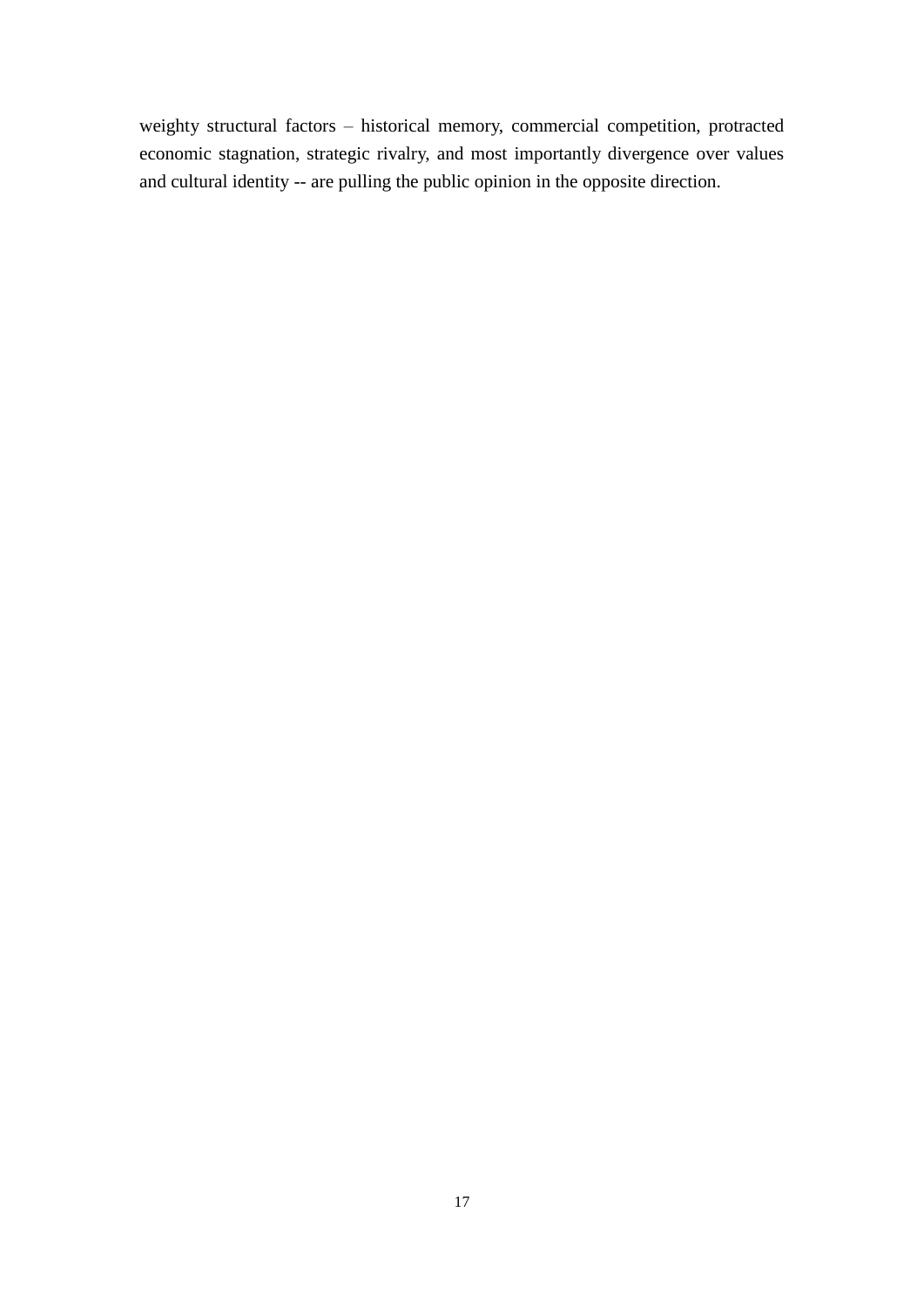weighty structural factors – historical memory, commercial competition, protracted economic stagnation, strategic rivalry, and most importantly divergence over values and cultural identity -- are pulling the public opinion in the opposite direction.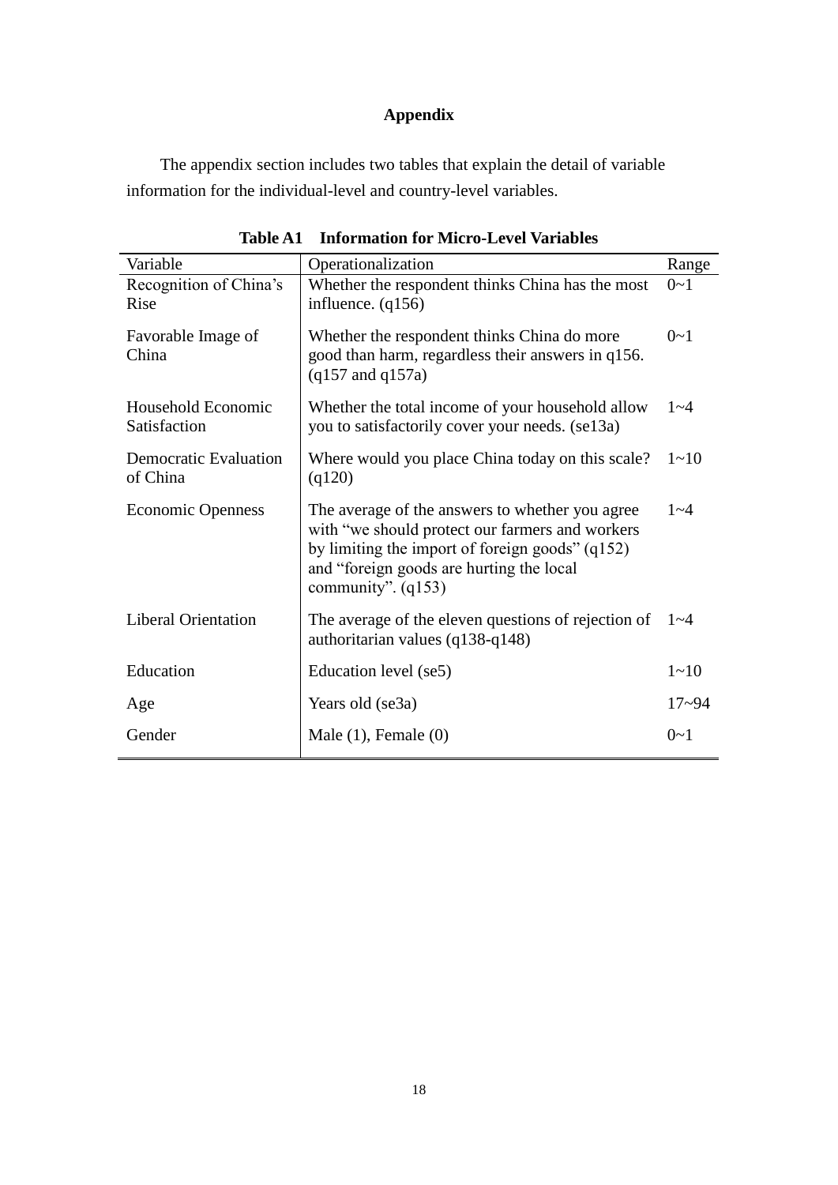# Appendix

The appendix section includes two tables that explain the detail of variable information for the individual-level and country-level variables.

**Table A1 Information for Micro-Level Variables**

| Variable | Operationalization | Range |
|---|---|---|
| Recognition of China's Rise | Whether the respondent thinks China has the most influence. (q156) | 0~1 |
| Favorable Image of China | Whether the respondent thinks China do more good than harm, regardless their answers in q156. (q157 and q157a) | 0~1 |
| Household Economic Satisfaction | Whether the total income of your household allow you to satisfactorily cover your needs. (se13a) | 1~4 |
| Democratic Evaluation of China | Where would you place China today on this scale? (q120) | 1~10 |
| Economic Openness | The average of the answers to whether you agree with "we should protect our farmers and workers by limiting the import of foreign goods" (q152) and "foreign goods are hurting the local community". (q153) | 1~4 |
| Liberal Orientation | The average of the eleven questions of rejection of authoritarian values (q138-q148) | 1~4 |
| Education | Education level (se5) | 1~10 |
| Age | Years old (se3a) | 17~94 |
| Gender | Male (1), Female (0) | 0~1 |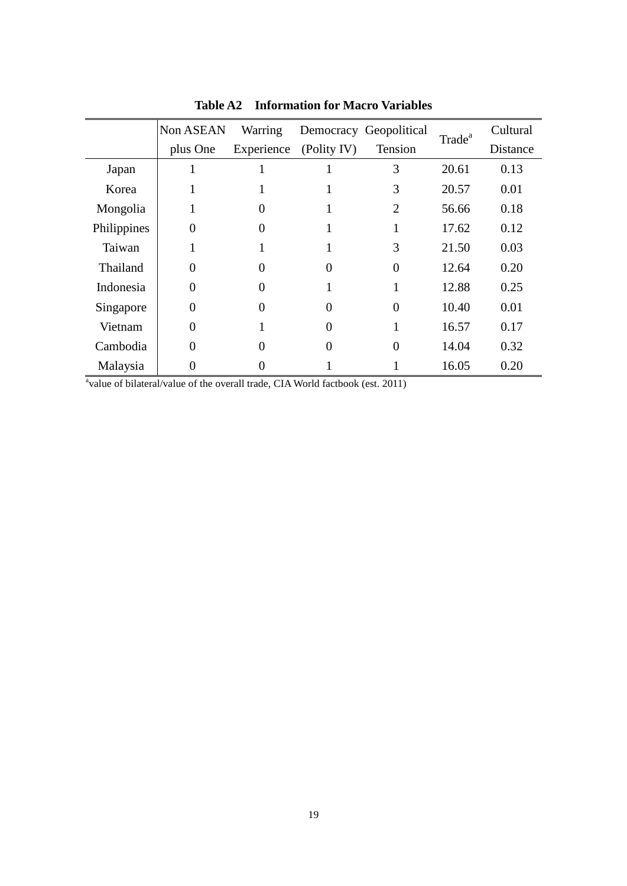**Table A2 Information for Macro Variables**

| | Non ASEAN plus One | Warring Experience | Democracy (Polity IV) | Geopolitical Tension | Trade[a] | Cultural Distance |
|---|---|---|---|---|---|---|
| Japan | 1 | 1 | 1 | 3 | 20.61 | 0.13 |
| Korea | 1 | 1 | 1 | 3 | 20.57 | 0.01 |
| Mongolia | 1 | 0 | 1 | 2 | 56.66 | 0.18 |
| Philippines | 0 | 0 | 1 | 1 | 17.62 | 0.12 |
| Taiwan | 1 | 1 | 1 | 3 | 21.50 | 0.03 |
| Thailand | 0 | 0 | 0 | 0 | 12.64 | 0.20 |
| Indonesia | 0 | 0 | 1 | 1 | 12.88 | 0.25 |
| Singapore | 0 | 0 | 0 | 0 | 10.40 | 0.01 |
| Vietnam | 0 | 1 | 0 | 1 | 16.57 | 0.17 |
| Cambodia | 0 | 0 | 0 | 0 | 14.04 | 0.32 |
| Malaysia | 0 | 0 | 1 | 1 | 16.05 | 0.20 |

[a]value of bilateral/value of the overall trade, CIA World factbook (est. 2011)